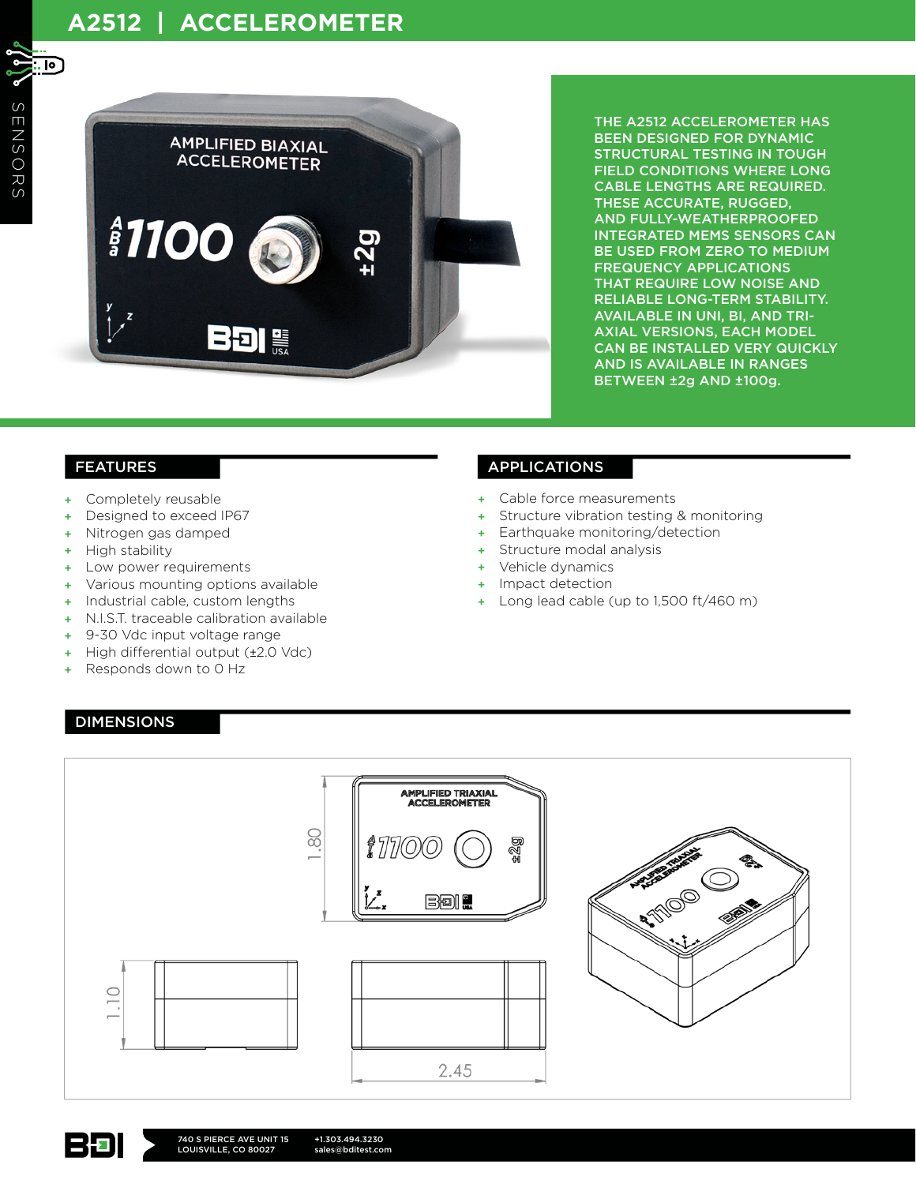# A2512 | ACCELEROMETER

THE A2512 ACCELEROMETER HAS BEEN DESIGNED FOR DYNAMIC STRUCTURAL TESTING IN TOUGH FIELD CONDITIONS WHERE LONG CABLE LENGTHS ARE REQUIRED. THESE ACCURATE, RUGGED, AND FULLY-WEATHERPROOFED INTEGRATED MEMS SENSORS CAN BE USED FROM ZERO TO MEDIUM FREQUENCY APPLICATIONS THAT REQUIRE LOW NOISE AND RELIABLE LONG-TERM STABILITY. AVAILABLE IN UNI, BI, AND TRI-AXIAL VERSIONS, EACH MODEL CAN BE INSTALLED VERY QUICKLY AND IS AVAILABLE IN RANGES BETWEEN ±2g AND ±100g.

## FEATURES

+ Completely reusable
+ Designed to exceed IP67
+ Nitrogen gas damped
+ High stability
+ Low power requirements
+ Various mounting options available
+ Industrial cable, custom lengths
+ N.I.S.T. traceable calibration available
+ 9-30 Vdc input voltage range
+ High differential output (±2.0 Vdc)
+ Responds down to 0 Hz

## APPLICATIONS

+ Cable force measurements
+ Structure vibration testing & monitoring
+ Earthquake monitoring/detection
+ Structure modal analysis
+ Vehicle dynamics
+ Impact detection
+ Long lead cable (up to 1,500 ft/460 m)

## DIMENSIONS

1.80

1.10

2.45

740 S PIERCE AVE UNIT 15
LOUISVILLE, CO 80027

+1.303.494.3230
sales@bditest.com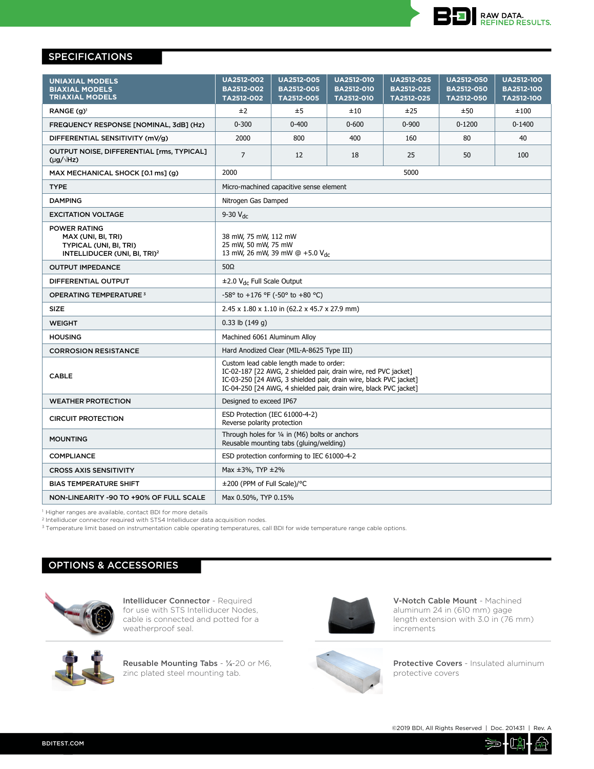## SPECIFICATIONS

| UNIAXIAL MODELS<br>BIAXIAL MODELS<br>TRIAXIAL MODELS | UA2512-002<br>BA2512-002<br>TA2512-002 | UA2512-005<br>BA2512-005<br>TA2512-005 | UA2512-010<br>BA2512-010<br>TA2512-010 | UA2512-025<br>BA2512-025<br>TA2512-025 | UA2512-050<br>BA2512-050<br>TA2512-050 | UA2512-100<br>BA2512-100<br>TA2512-100 |
|---|---|---|---|---|---|---|
| RANGE (g)[1] | ±2 | ±5 | ±10 | ±25 | ±50 | ±100 |
| FREQUENCY RESPONSE [NOMINAL, 3dB] (Hz) | 0-300 | 0-400 | 0-600 | 0-900 | 0-1200 | 0-1400 |
| DIFFERENTIAL SENSITIVITY (mV/g) | 2000 | 800 | 400 | 160 | 80 | 40 |
| OUTPUT NOISE, DIFFERENTIAL [rms, TYPICAL] (μg/√Hz) | 7 | 12 | 18 | 25 | 50 | 100 |
| MAX MECHANICAL SHOCK [0.1 ms] (g) | 2000 | 5000 | | | | |
| TYPE | Micro-machined capacitive sense element | | | | | |
| DAMPING | Nitrogen Gas Damped | | | | | |
| EXCITATION VOLTAGE | 9-30 $V_{dc}$ | | | | | |
| POWER RATING<br>MAX (UNI, BI, TRI)<br>TYPICAL (UNI, BI, TRI)<br>INTELLIDUCER (UNI, BI, TRI)[2] | 38 mW, 75 mW, 112 mW<br>25 mW, 50 mW, 75 mW<br>13 mW, 26 mW, 39 mW @ +5.0 $V_{dc}$ | | | | | |
| OUTPUT IMPEDANCE | 50Ω | | | | | |
| DIFFERENTIAL OUTPUT | ±2.0 $V_{dc}$ Full Scale Output | | | | | |
| OPERATING TEMPERATURE[3] | -58° to +176 °F (-50° to +80 °C) | | | | | |
| SIZE | 2.45 x 1.80 x 1.10 in (62.2 x 45.7 x 27.9 mm) | | | | | |
| WEIGHT | 0.33 lb (149 g) | | | | | |
| HOUSING | Machined 6061 Aluminum Alloy | | | | | |
| CORROSION RESISTANCE | Hard Anodized Clear (MIL-A-8625 Type III) | | | | | |
| CABLE | Custom lead cable length made to order:<br>IC-02-187 [22 AWG, 2 shielded pair, drain wire, red PVC jacket]<br>IC-03-250 [24 AWG, 3 shielded pair, drain wire, black PVC jacket]<br>IC-04-250 [24 AWG, 4 shielded pair, drain wire, black PVC jacket] | | | | | |
| WEATHER PROTECTION | Designed to exceed IP67 | | | | | |
| CIRCUIT PROTECTION | ESD Protection (IEC 61000-4-2)<br>Reverse polarity protection | | | | | |
| MOUNTING | Through holes for ¼ in (M6) bolts or anchors<br>Reusable mounting tabs (gluing/welding) | | | | | |
| COMPLIANCE | ESD protection conforming to IEC 61000-4-2 | | | | | |
| CROSS AXIS SENSITIVITY | Max ±3%, TYP ±2% | | | | | |
| BIAS TEMPERATURE SHIFT | ±200 (PPM of Full Scale)/°C | | | | | |
| NON-LINEARITY -90 TO +90% OF FULL SCALE | Max 0.50%, TYP 0.15% | | | | | |

[1] Higher ranges are available, contact BDI for more details
[2] Intelliducer connector required with STS4 Intelliducer data acquisition nodes.
[3] Temperature limit based on instrumentation cable operating temperatures, call BDI for wide temperature range cable options.

## OPTIONS & ACCESSORIES

**Intelliducer Connector** - Required for use with STS Intelliducer Nodes, cable is connected and potted for a weatherproof seal.

**V-Notch Cable Mount** - Machined aluminum 24 in (610 mm) gage length extension with 3.0 in (76 mm) increments

**Reusable Mounting Tabs** - ¼-20 or M6, zinc plated steel mounting tab.

**Protective Covers** - Insulated aluminum protective covers

©2019 BDI, All Rights Reserved | Doc. 201431 | Rev. A

BDITEST.COM